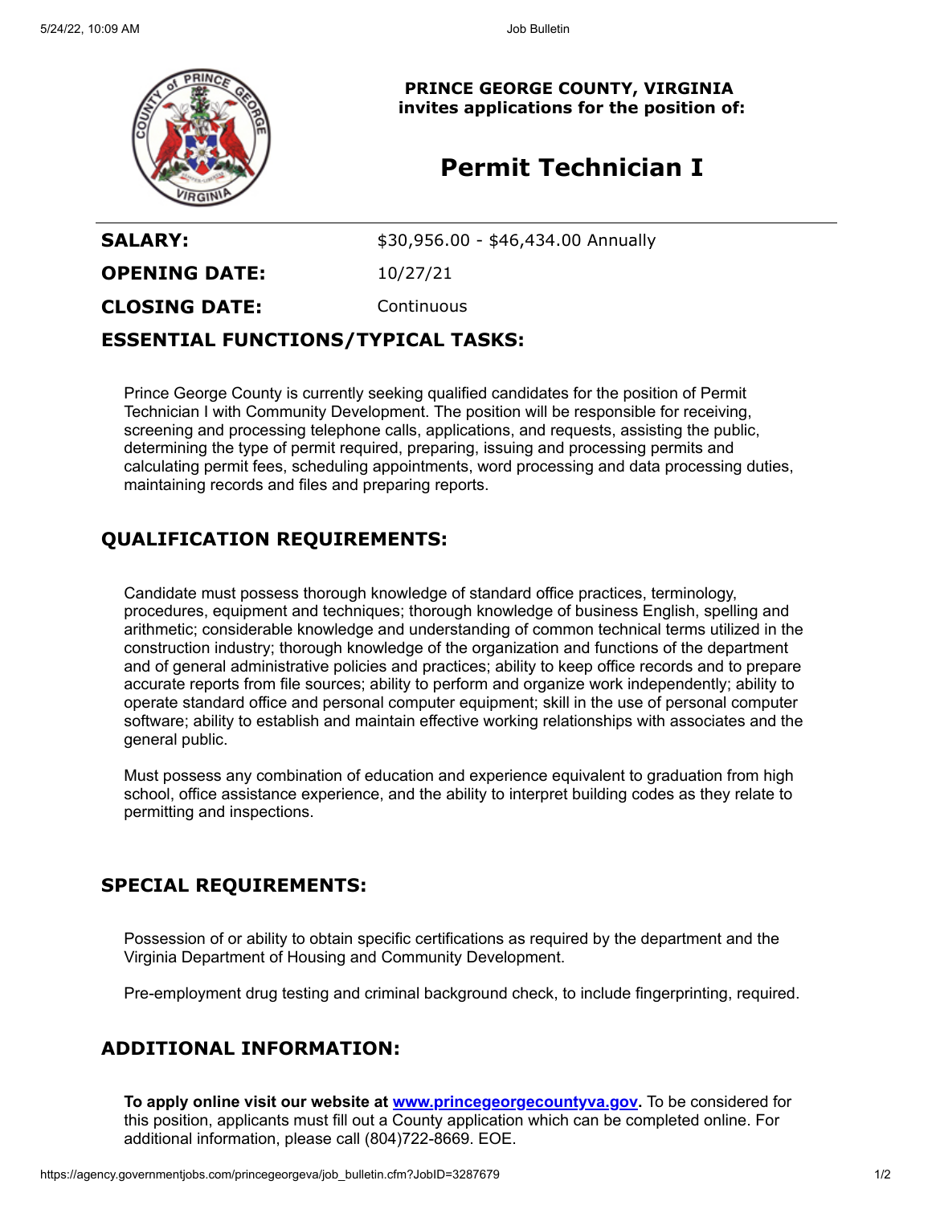**PRINCE GEORGE COUNTY, VIRGINIA**
**invites applications for the position of:**

# Permit Technician I

| | |
|---|---|
| **SALARY:** | $30,956.00 - $46,434.00 Annually |
| **OPENING DATE:** | 10/27/21 |
| **CLOSING DATE:** | Continuous |

## ESSENTIAL FUNCTIONS/TYPICAL TASKS:

Prince George County is currently seeking qualified candidates for the position of Permit Technician I with Community Development. The position will be responsible for receiving, screening and processing telephone calls, applications, and requests, assisting the public, determining the type of permit required, preparing, issuing and processing permits and calculating permit fees, scheduling appointments, word processing and data processing duties, maintaining records and files and preparing reports.

## QUALIFICATION REQUIREMENTS:

Candidate must possess thorough knowledge of standard office practices, terminology, procedures, equipment and techniques; thorough knowledge of business English, spelling and arithmetic; considerable knowledge and understanding of common technical terms utilized in the construction industry; thorough knowledge of the organization and functions of the department and of general administrative policies and practices; ability to keep office records and to prepare accurate reports from file sources; ability to perform and organize work independently; ability to operate standard office and personal computer equipment; skill in the use of personal computer software; ability to establish and maintain effective working relationships with associates and the general public.

Must possess any combination of education and experience equivalent to graduation from high school, office assistance experience, and the ability to interpret building codes as they relate to permitting and inspections.

## SPECIAL REQUIREMENTS:

Possession of or ability to obtain specific certifications as required by the department and the Virginia Department of Housing and Community Development.

Pre-employment drug testing and criminal background check, to include fingerprinting, required.

## ADDITIONAL INFORMATION:

**To apply online visit our website at www.princegeorgecountyva.gov.** To be considered for this position, applicants must fill out a County application which can be completed online. For additional information, please call (804)722-8669. EOE.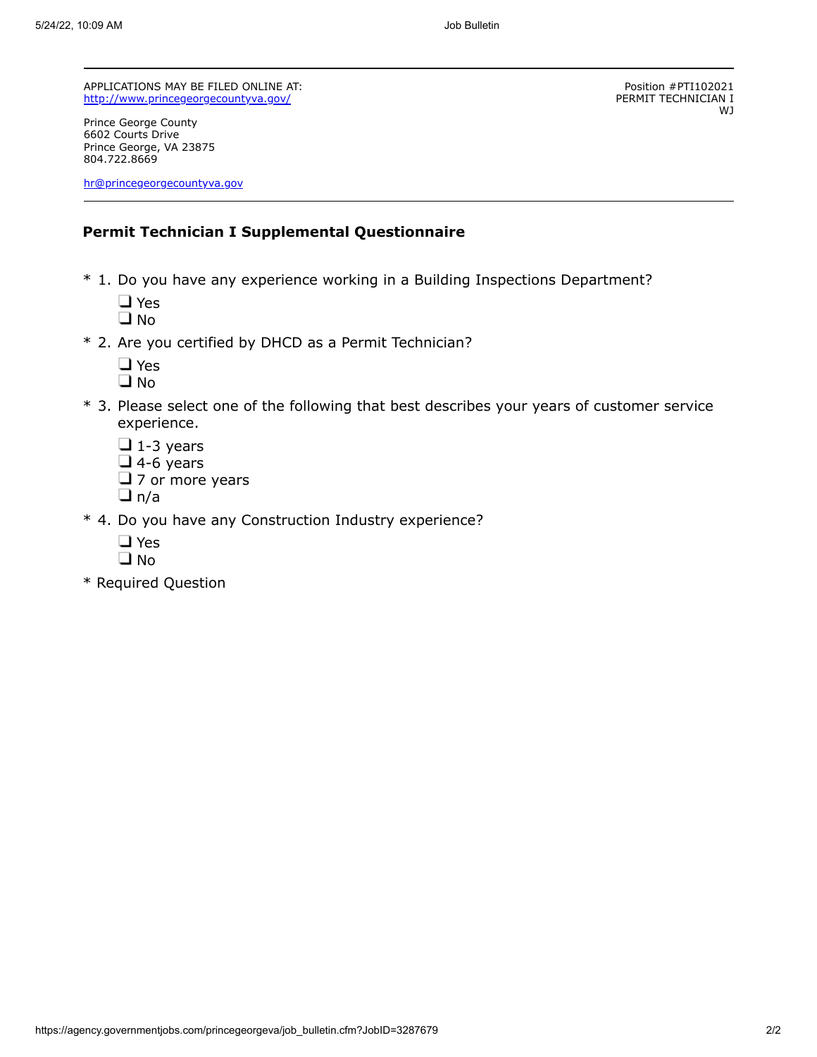APPLICATIONS MAY BE FILED ONLINE AT:
http://www.princegeorgecountyva.gov/

Prince George County
6602 Courts Drive
Prince George, VA 23875
804.722.8669

hr@princegeorgecountyva.gov

Position #PTI102021
PERMIT TECHNICIAN I
WJ

---

## Permit Technician I Supplemental Questionnaire

\* 1. Do you have any experience working in a Building Inspections Department?

- ❑ Yes
- ❑ No

\* 2. Are you certified by DHCD as a Permit Technician?

- ❑ Yes
- ❑ No

\* 3. Please select one of the following that best describes your years of customer service experience.

- ❑ 1-3 years
- ❑ 4-6 years
- ❑ 7 or more years
- ❑ n/a

\* 4. Do you have any Construction Industry experience?

- ❑ Yes
- ❑ No

\* Required Question